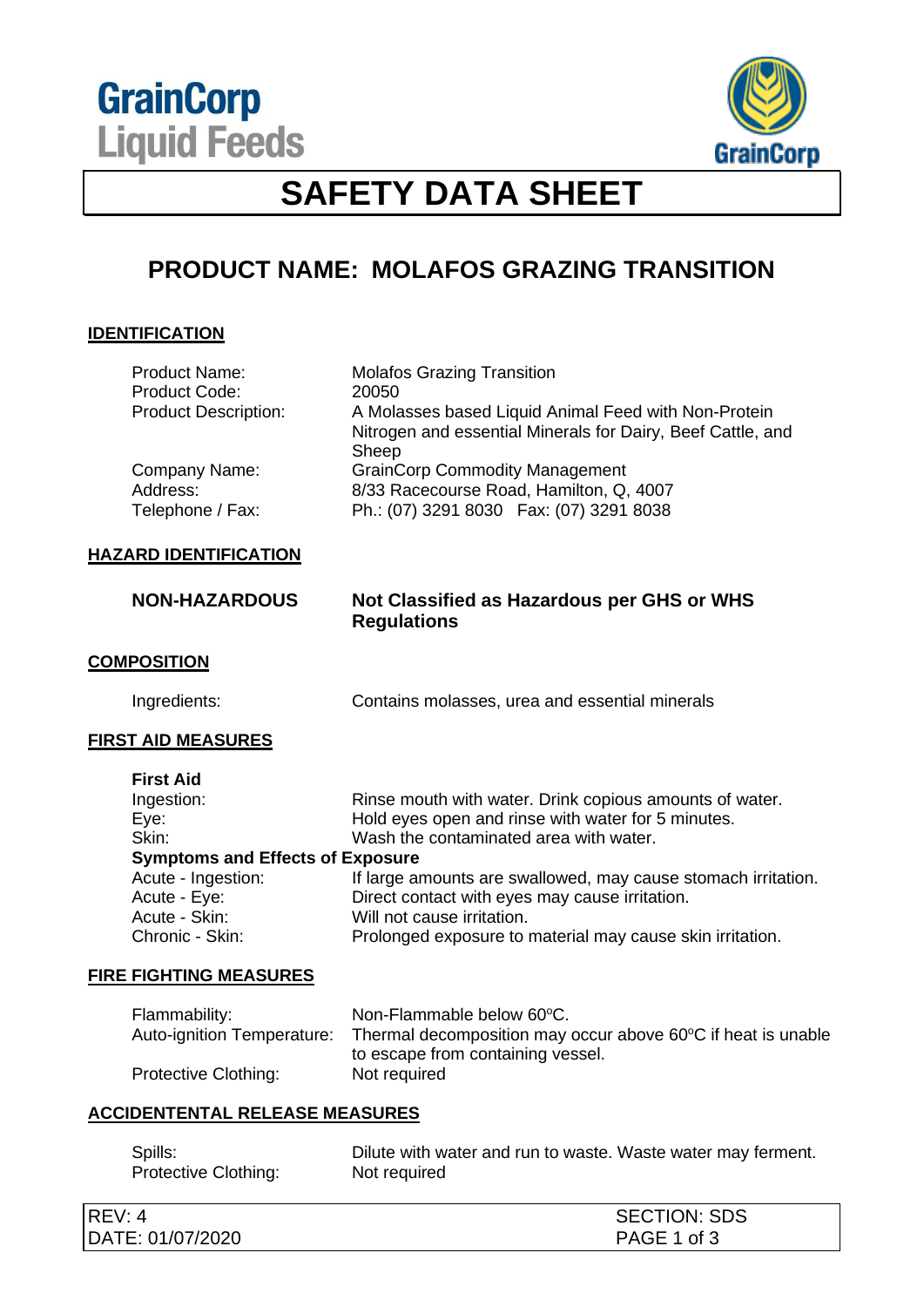GrainCorp
Liquid Feeds

GrainCorp

# SAFETY DATA SHEET

## PRODUCT NAME: MOLAFOS GRAZING TRANSITION

### IDENTIFICATION

| | |
|---|---|
| Product Name: | Molafos Grazing Transition |
| Product Code: | 20050 |
| Product Description: | A Molasses based Liquid Animal Feed with Non-Protein Nitrogen and essential Minerals for Dairy, Beef Cattle, and Sheep |
| Company Name: | GrainCorp Commodity Management |
| Address: | 8/33 Racecourse Road, Hamilton, Q, 4007 |
| Telephone / Fax: | Ph.: (07) 3291 8030 Fax: (07) 3291 8038 |

### HAZARD IDENTIFICATION

**NON-HAZARDOUS** — **Not Classified as Hazardous per GHS or WHS Regulations**

### COMPOSITION

| | |
|---|---|
| Ingredients: | Contains molasses, urea and essential minerals |

### FIRST AID MEASURES

**First Aid**

| | |
|---|---|
| Ingestion: | Rinse mouth with water. Drink copious amounts of water. |
| Eye: | Hold eyes open and rinse with water for 5 minutes. |
| Skin: | Wash the contaminated area with water. |

**Symptoms and Effects of Exposure**

| | |
|---|---|
| Acute - Ingestion: | If large amounts are swallowed, may cause stomach irritation. |
| Acute - Eye: | Direct contact with eyes may cause irritation. |
| Acute - Skin: | Will not cause irritation. |
| Chronic - Skin: | Prolonged exposure to material may cause skin irritation. |

### FIRE FIGHTING MEASURES

| | |
|---|---|
| Flammability: | Non-Flammable below 60ºC. |
| Auto-ignition Temperature: | Thermal decomposition may occur above 60ºC if heat is unable to escape from containing vessel. |
| Protective Clothing: | Not required |

### ACCIDENTENTAL RELEASE MEASURES

| | |
|---|---|
| Spills: | Dilute with water and run to waste. Waste water may ferment. |
| Protective Clothing: | Not required |

REV: 4 SECTION: SDS
DATE: 01/07/2020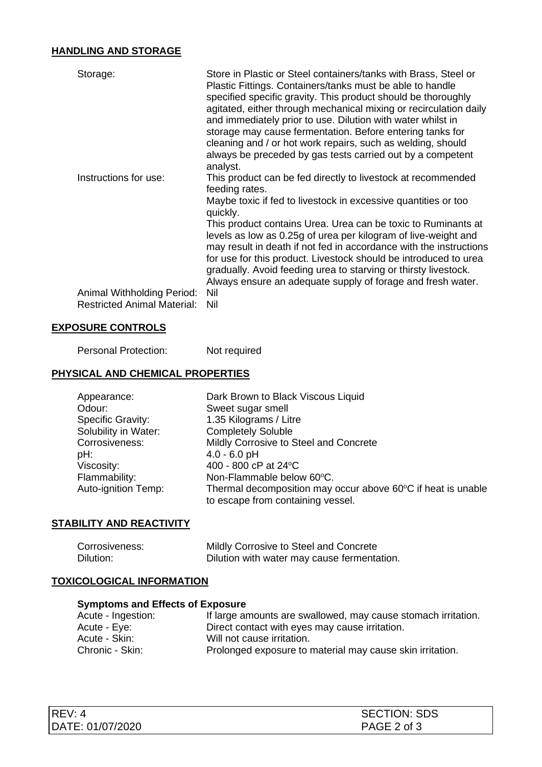## HANDLING AND STORAGE

| | |
|---|---|
| Storage: | Store in Plastic or Steel containers/tanks with Brass, Steel or Plastic Fittings. Containers/tanks must be able to handle specified specific gravity. This product should be thoroughly agitated, either through mechanical mixing or recirculation daily and immediately prior to use. Dilution with water whilst in storage may cause fermentation. Before entering tanks for cleaning and / or hot work repairs, such as welding, should always be preceded by gas tests carried out by a competent analyst. |
| Instructions for use: | This product can be fed directly to livestock at recommended feeding rates.<br>Maybe toxic if fed to livestock in excessive quantities or too quickly.<br>This product contains Urea. Urea can be toxic to Ruminants at levels as low as 0.25g of urea per kilogram of live-weight and may result in death if not fed in accordance with the instructions for use for this product. Livestock should be introduced to urea gradually. Avoid feeding urea to starving or thirsty livestock. Always ensure an adequate supply of forage and fresh water. |
| Animal Withholding Period: | Nil |
| Restricted Animal Material: | Nil |

## EXPOSURE CONTROLS

| | |
|---|---|
| Personal Protection: | Not required |

## PHYSICAL AND CHEMICAL PROPERTIES

| | |
|---|---|
| Appearance: | Dark Brown to Black Viscous Liquid |
| Odour: | Sweet sugar smell |
| Specific Gravity: | 1.35 Kilograms / Litre |
| Solubility in Water: | Completely Soluble |
| Corrosiveness: | Mildly Corrosive to Steel and Concrete |
| pH: | 4.0 - 6.0 pH |
| Viscosity: | 400 - 800 cP at 24°C |
| Flammability: | Non-Flammable below 60°C. |
| Auto-ignition Temp: | Thermal decomposition may occur above 60°C if heat is unable to escape from containing vessel. |

## STABILITY AND REACTIVITY

| | |
|---|---|
| Corrosiveness: | Mildly Corrosive to Steel and Concrete |
| Dilution: | Dilution with water may cause fermentation. |

## TOXICOLOGICAL INFORMATION

### Symptoms and Effects of Exposure

| | |
|---|---|
| Acute - Ingestion: | If large amounts are swallowed, may cause stomach irritation. |
| Acute - Eye: | Direct contact with eyes may cause irritation. |
| Acute - Skin: | Will not cause irritation. |
| Chronic - Skin: | Prolonged exposure to material may cause skin irritation. |

| | |
|---|---|
| REV: 4 | SECTION: SDS |
| DATE: 01/07/2020 | |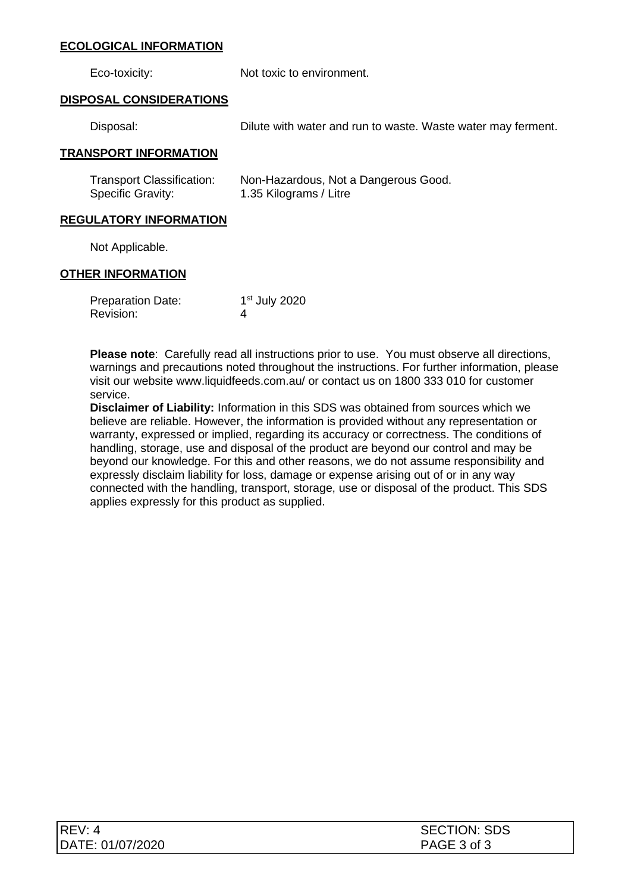## ECOLOGICAL INFORMATION

| | |
|---|---|
| Eco-toxicity: | Not toxic to environment. |

## DISPOSAL CONSIDERATIONS

| | |
|---|---|
| Disposal: | Dilute with water and run to waste. Waste water may ferment. |

## TRANSPORT INFORMATION

| | |
|---|---|
| Transport Classification: | Non-Hazardous, Not a Dangerous Good. |
| Specific Gravity: | 1.35 Kilograms / Litre |

## REGULATORY INFORMATION

Not Applicable.

## OTHER INFORMATION

| | |
|---|---|
| Preparation Date: | 1st July 2020 |
| Revision: | 4 |

**Please note**: Carefully read all instructions prior to use. You must observe all directions, warnings and precautions noted throughout the instructions. For further information, please visit our website www.liquidfeeds.com.au/ or contact us on 1800 333 010 for customer service.

**Disclaimer of Liability:** Information in this SDS was obtained from sources which we believe are reliable. However, the information is provided without any representation or warranty, expressed or implied, regarding its accuracy or correctness. The conditions of handling, storage, use and disposal of the product are beyond our control and may be beyond our knowledge. For this and other reasons, we do not assume responsibility and expressly disclaim liability for loss, damage or expense arising out of or in any way connected with the handling, transport, storage, use or disposal of the product. This SDS applies expressly for this product as supplied.